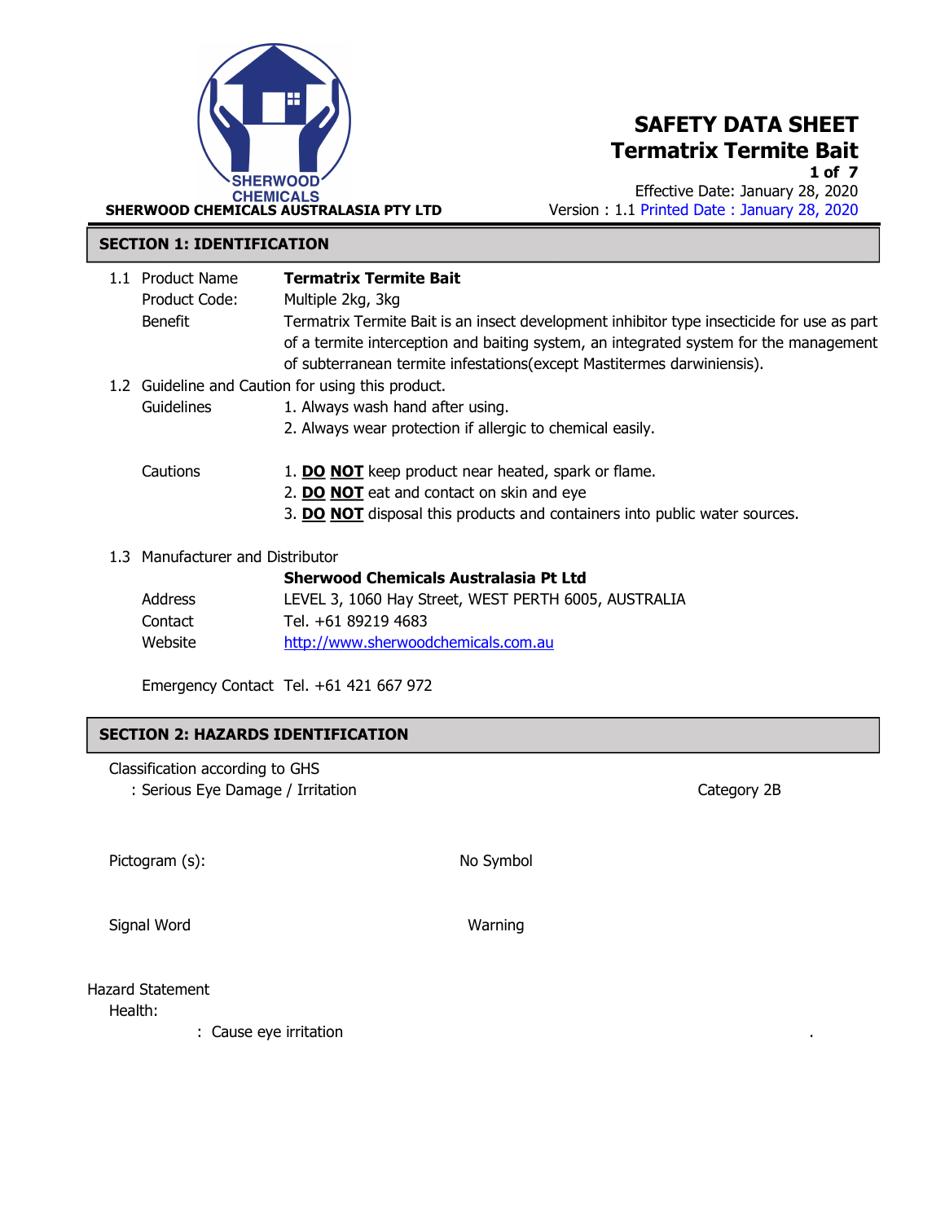SHERWOOD CHEMICALS

**SHERWOOD CHEMICALS AUSTRALASIA PTY LTD**

# SAFETY DATA SHEET
# Termatrix Termite Bait

Effective Date: January 28, 2020
Version : 1.1 Printed Date : January 28, 2020

## SECTION 1: IDENTIFICATION

1.1 Product Name **Termatrix Termite Bait**

Product Code: Multiple 2kg, 3kg

Benefit: Termatrix Termite Bait is an insect development inhibitor type insecticide for use as part of a termite interception and baiting system, an integrated system for the management of subterranean termite infestations(except Mastitermes darwiniensis).

1.2 Guideline and Caution for using this product.

Guidelines
1. Always wash hand after using.
2. Always wear protection if allergic to chemical easily.

Cautions
1. **DO NOT** keep product near heated, spark or flame.
2. **DO NOT** eat and contact on skin and eye
3. **DO NOT** disposal this products and containers into public water sources.

1.3 Manufacturer and Distributor

**Sherwood Chemicals Australasia Pt Ltd**

Address: LEVEL 3, 1060 Hay Street, WEST PERTH 6005, AUSTRALIA

Contact: Tel. +61 89219 4683

Website: http://www.sherwoodchemicals.com.au

Emergency Contact Tel. +61 421 667 972

## SECTION 2: HAZARDS IDENTIFICATION

Classification according to GHS

: Serious Eye Damage / Irritation — Category 2B

Pictogram (s): No Symbol

Signal Word: Warning

Hazard Statement

Health:

: Cause eye irritation .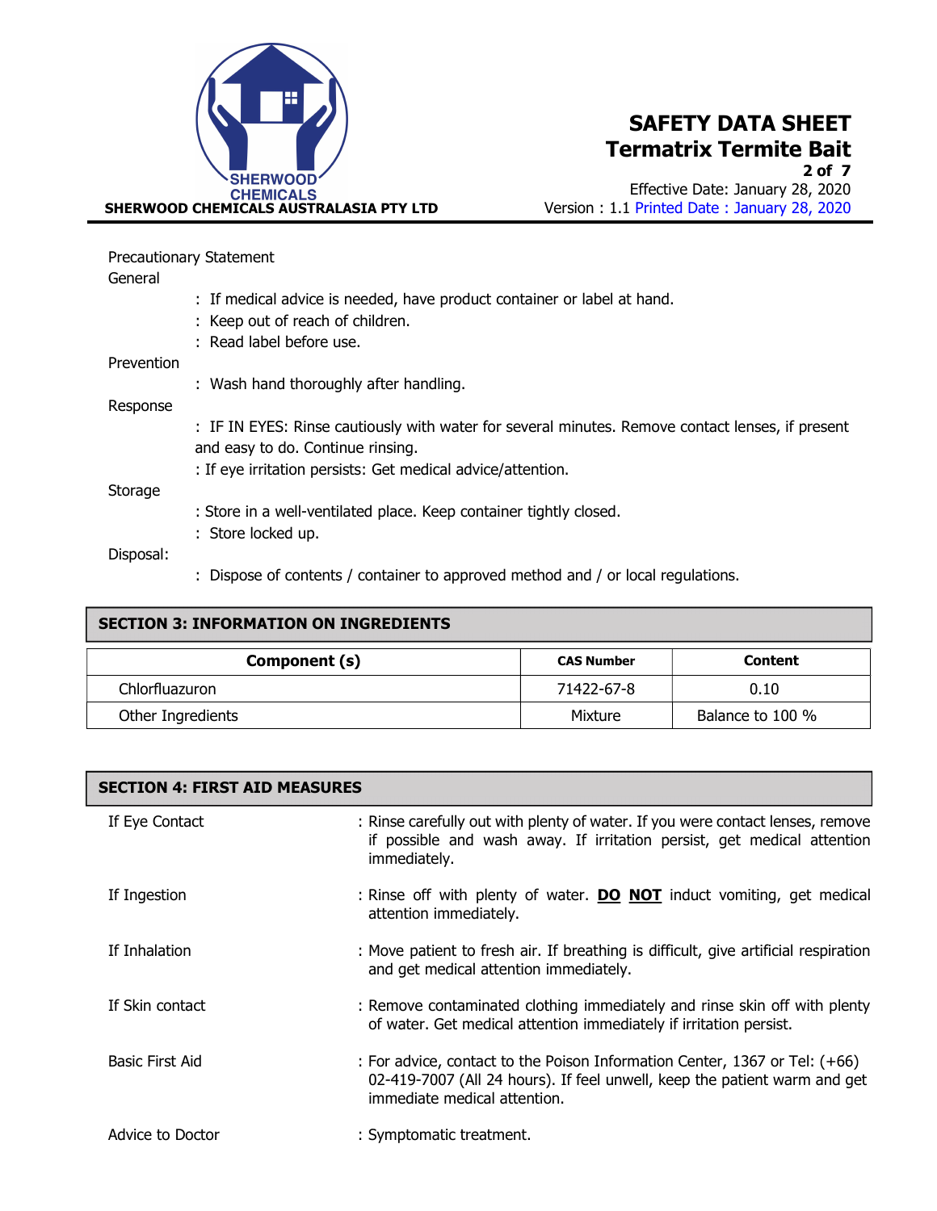Precautionary Statement

General

: If medical advice is needed, have product container or label at hand.

: Keep out of reach of children.

: Read label before use.

Prevention

: Wash hand thoroughly after handling.

Response

: IF IN EYES: Rinse cautiously with water for several minutes. Remove contact lenses, if present and easy to do. Continue rinsing.

: If eye irritation persists: Get medical advice/attention.

Storage

: Store in a well-ventilated place. Keep container tightly closed.

: Store locked up.

Disposal:

: Dispose of contents / container to approved method and / or local regulations.

## SECTION 3: INFORMATION ON INGREDIENTS

| Component (s) | CAS Number | Content |
|---|---|---|
| Chlorfluazuron | 71422-67-8 | 0.10 |
| Other Ingredients | Mixture | Balance to 100 % |

## SECTION 4: FIRST AID MEASURES

If Eye Contact : Rinse carefully out with plenty of water. If you were contact lenses, remove if possible and wash away. If irritation persist, get medical attention immediately.

If Ingestion : Rinse off with plenty of water. **<u>DO</u> <u>NOT</u>** induct vomiting, get medical attention immediately.

If Inhalation : Move patient to fresh air. If breathing is difficult, give artificial respiration and get medical attention immediately.

If Skin contact : Remove contaminated clothing immediately and rinse skin off with plenty of water. Get medical attention immediately if irritation persist.

Basic First Aid : For advice, contact to the Poison Information Center, 1367 or Tel: (+66) 02-419-7007 (All 24 hours). If feel unwell, keep the patient warm and get immediate medical attention.

Advice to Doctor : Symptomatic treatment.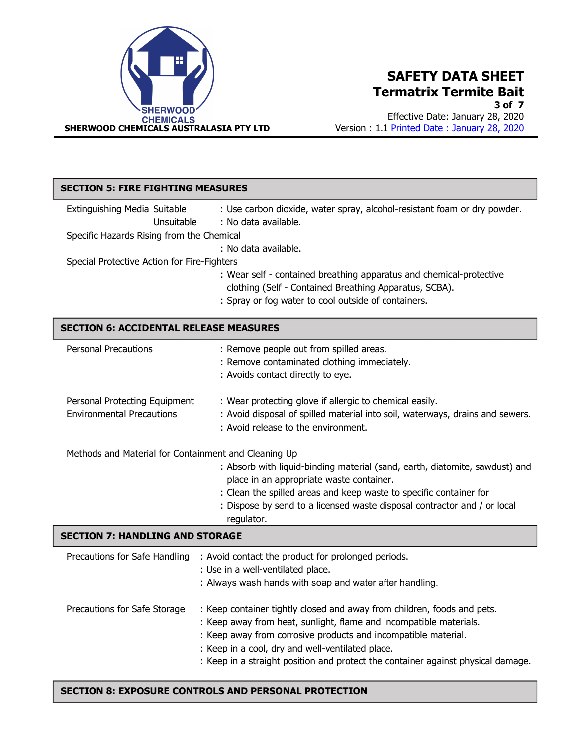## SECTION 5: FIRE FIGHTING MEASURES

Extinguishing Media Suitable : Use carbon dioxide, water spray, alcohol-resistant foam or dry powder.

Unsuitable : No data available.

Specific Hazards Rising from the Chemical

: No data available.

Special Protective Action for Fire-Fighters

: Wear self - contained breathing apparatus and chemical-protective clothing (Self - Contained Breathing Apparatus, SCBA).

: Spray or fog water to cool outside of containers.

## SECTION 6: ACCIDENTAL RELEASE MEASURES

Personal Precautions : Remove people out from spilled areas.

: Remove contaminated clothing immediately.

: Avoids contact directly to eye.

Personal Protecting Equipment : Wear protecting glove if allergic to chemical easily.

Environmental Precautions : Avoid disposal of spilled material into soil, waterways, drains and sewers.

: Avoid release to the environment.

Methods and Material for Containment and Cleaning Up

: Absorb with liquid-binding material (sand, earth, diatomite, sawdust) and place in an appropriate waste container.

: Clean the spilled areas and keep waste to specific container for

: Dispose by send to a licensed waste disposal contractor and / or local regulator.

## SECTION 7: HANDLING AND STORAGE

Precautions for Safe Handling : Avoid contact the product for prolonged periods.

: Use in a well-ventilated place.

: Always wash hands with soap and water after handling.

Precautions for Safe Storage : Keep container tightly closed and away from children, foods and pets.

: Keep away from heat, sunlight, flame and incompatible materials.

: Keep away from corrosive products and incompatible material.

: Keep in a cool, dry and well-ventilated place.

: Keep in a straight position and protect the container against physical damage.

## SECTION 8: EXPOSURE CONTROLS AND PERSONAL PROTECTION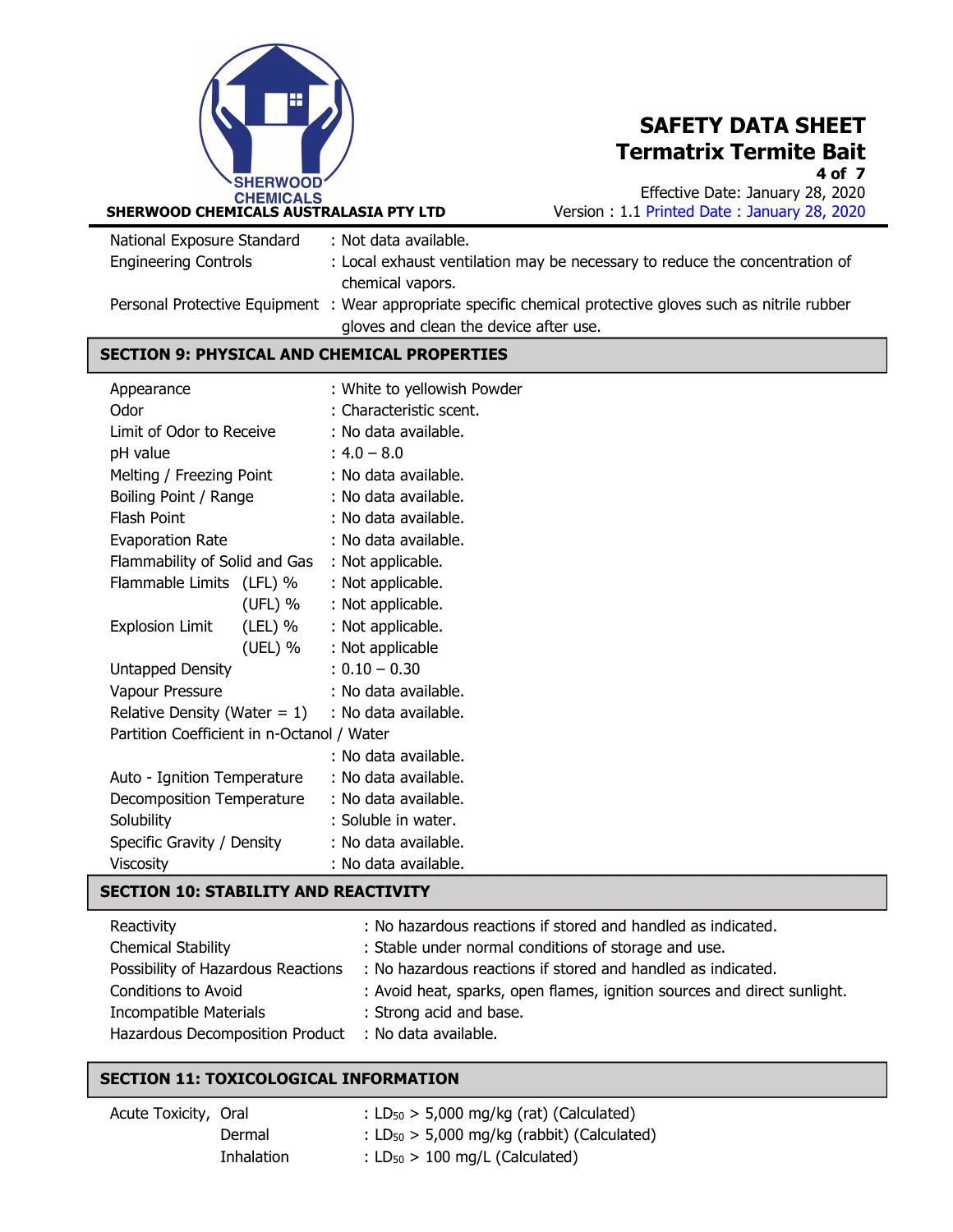| | |
|---|---|
| National Exposure Standard | : Not data available. |
| Engineering Controls | : Local exhaust ventilation may be necessary to reduce the concentration of chemical vapors. |
| Personal Protective Equipment | : Wear appropriate specific chemical protective gloves such as nitrile rubber gloves and clean the device after use. |

## SECTION 9: PHYSICAL AND CHEMICAL PROPERTIES

| | |
|---|---|
| Appearance | : White to yellowish Powder |
| Odor | : Characteristic scent. |
| Limit of Odor to Receive | : No data available. |
| pH value | : 4.0 – 8.0 |
| Melting / Freezing Point | : No data available. |
| Boiling Point / Range | : No data available. |
| Flash Point | : No data available. |
| Evaporation Rate | : No data available. |
| Flammability of Solid and Gas | : Not applicable. |
| Flammable Limits (LFL) % | : Not applicable. |
| (UFL) % | : Not applicable. |
| Explosion Limit (LEL) % | : Not applicable. |
| (UEL) % | : Not applicable |
| Untapped Density | : 0.10 – 0.30 |
| Vapour Pressure | : No data available. |
| Relative Density (Water = 1) | : No data available. |
| Partition Coefficient in n-Octanol / Water | : No data available. |
| Auto - Ignition Temperature | : No data available. |
| Decomposition Temperature | : No data available. |
| Solubility | : Soluble in water. |
| Specific Gravity / Density | : No data available. |
| Viscosity | : No data available. |

## SECTION 10: STABILITY AND REACTIVITY

| | |
|---|---|
| Reactivity | : No hazardous reactions if stored and handled as indicated. |
| Chemical Stability | : Stable under normal conditions of storage and use. |
| Possibility of Hazardous Reactions | : No hazardous reactions if stored and handled as indicated. |
| Conditions to Avoid | : Avoid heat, sparks, open flames, ignition sources and direct sunlight. |
| Incompatible Materials | : Strong acid and base. |
| Hazardous Decomposition Product | : No data available. |

## SECTION 11: TOXICOLOGICAL INFORMATION

| | | |
|---|---|---|
| Acute Toxicity, | Oral | : $LD_{50}$ > 5,000 mg/kg (rat) (Calculated) |
| | Dermal | : $LD_{50}$ > 5,000 mg/kg (rabbit) (Calculated) |
| | Inhalation | : $LD_{50}$ > 100 mg/L (Calculated) |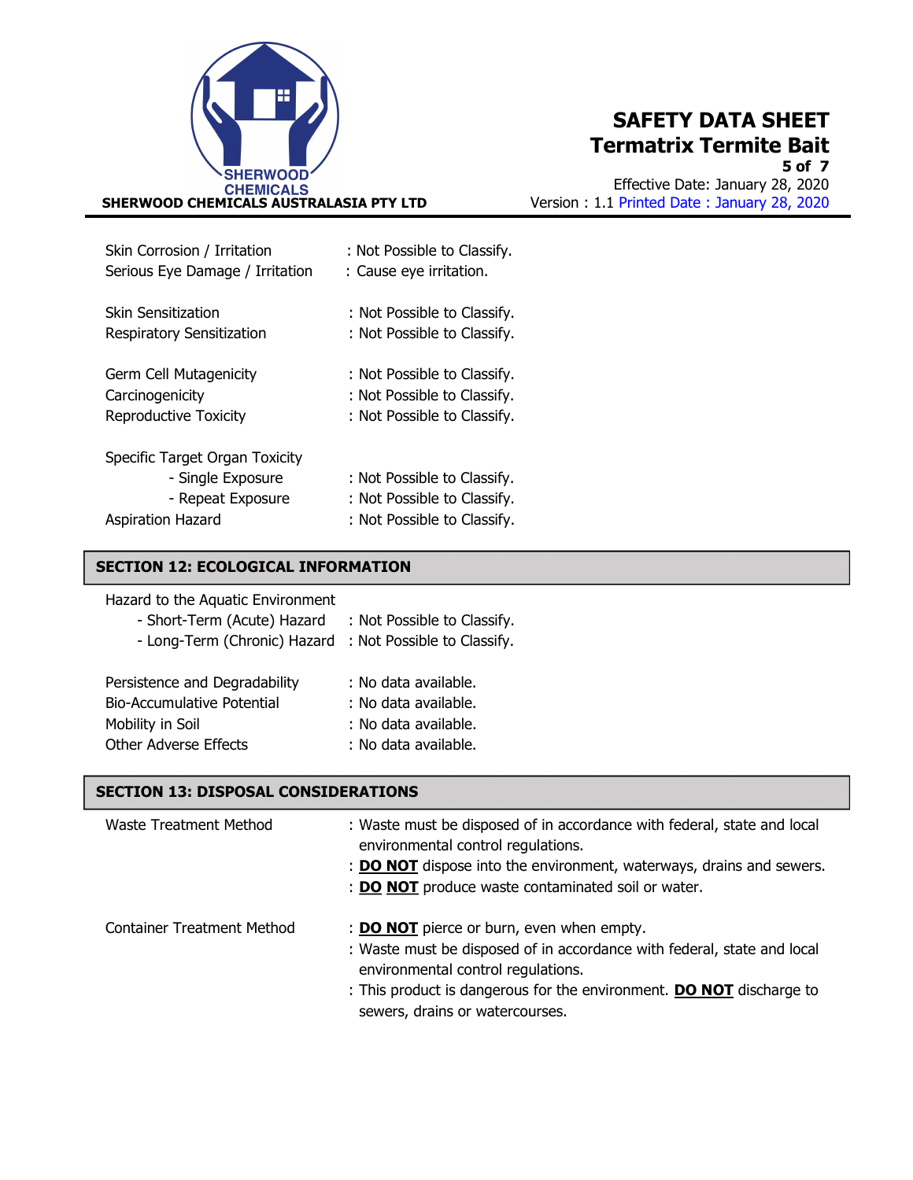| | |
|---|---|
| Skin Corrosion / Irritation | : Not Possible to Classify. |
| Serious Eye Damage / Irritation | : Cause eye irritation. |
| Skin Sensitization | : Not Possible to Classify. |
| Respiratory Sensitization | : Not Possible to Classify. |
| Germ Cell Mutagenicity | : Not Possible to Classify. |
| Carcinogenicity | : Not Possible to Classify. |
| Reproductive Toxicity | : Not Possible to Classify. |
| Specific Target Organ Toxicity | |
| - Single Exposure | : Not Possible to Classify. |
| - Repeat Exposure | : Not Possible to Classify. |
| Aspiration Hazard | : Not Possible to Classify. |

## SECTION 12: ECOLOGICAL INFORMATION

| | |
|---|---|
| Hazard to the Aquatic Environment | |
| - Short-Term (Acute) Hazard | : Not Possible to Classify. |
| - Long-Term (Chronic) Hazard | : Not Possible to Classify. |
| Persistence and Degradability | : No data available. |
| Bio-Accumulative Potential | : No data available. |
| Mobility in Soil | : No data available. |
| Other Adverse Effects | : No data available. |

## SECTION 13: DISPOSAL CONSIDERATIONS

Waste Treatment Method

: Waste must be disposed of in accordance with federal, state and local environmental control regulations.

: **DO NOT** dispose into the environment, waterways, drains and sewers.

: **DO NOT** produce waste contaminated soil or water.

Container Treatment Method

: **DO NOT** pierce or burn, even when empty.

: Waste must be disposed of in accordance with federal, state and local environmental control regulations.

: This product is dangerous for the environment. **DO NOT** discharge to sewers, drains or watercourses.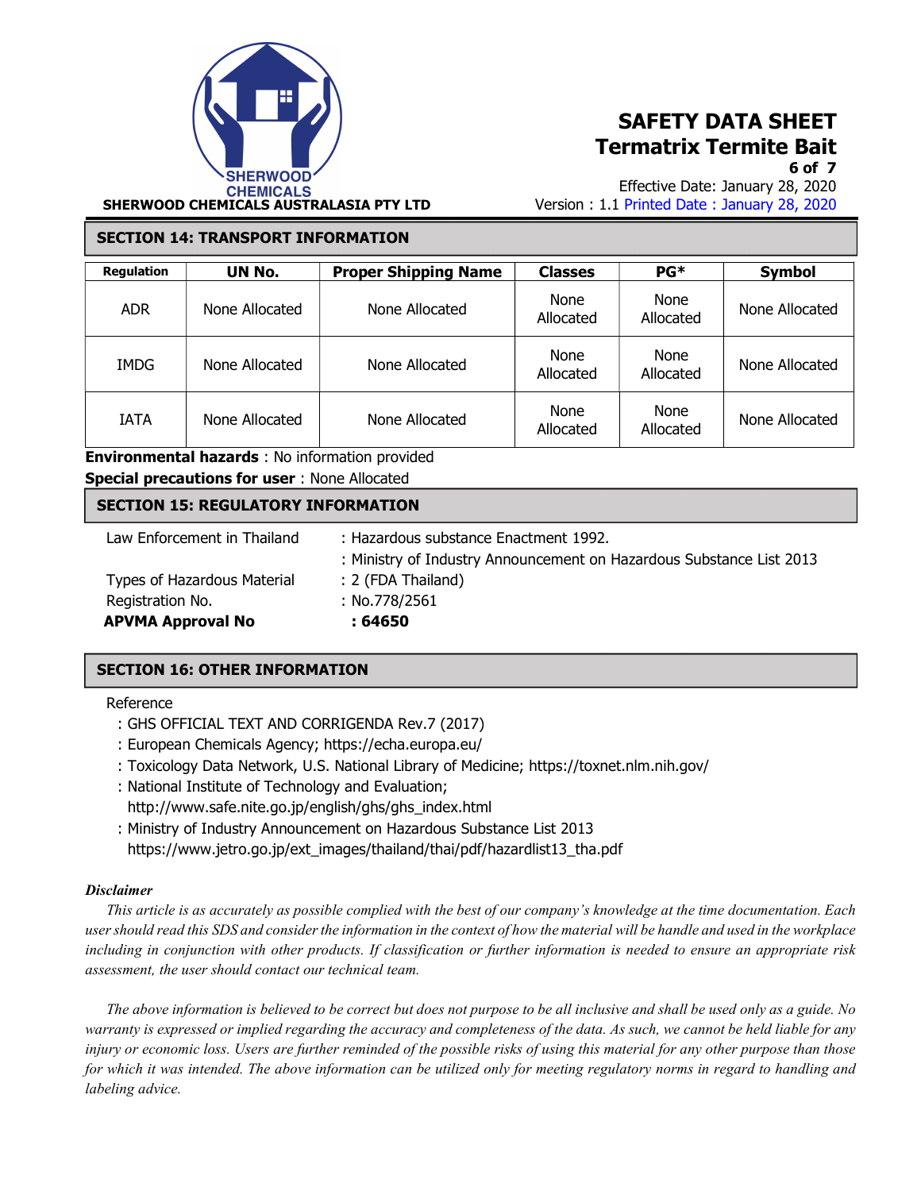## SECTION 14: TRANSPORT INFORMATION

| Regulation | UN No. | Proper Shipping Name | Classes | PG* | Symbol |
|---|---|---|---|---|---|
| ADR | None Allocated | None Allocated | None Allocated | None Allocated | None Allocated |
| IMDG | None Allocated | None Allocated | None Allocated | None Allocated | None Allocated |
| IATA | None Allocated | None Allocated | None Allocated | None Allocated | None Allocated |

**Environmental hazards** : No information provided

**Special precautions for user** : None Allocated

## SECTION 15: REGULATORY INFORMATION

Law Enforcement in Thailand : Hazardous substance Enactment 1992.

: Ministry of Industry Announcement on Hazardous Substance List 2013

Types of Hazardous Material : 2 (FDA Thailand)

Registration No. : No.778/2561

**APVMA Approval No : 64650**

## SECTION 16: OTHER INFORMATION

Reference

: GHS OFFICIAL TEXT AND CORRIGENDA Rev.7 (2017)

: European Chemicals Agency; https://echa.europa.eu/

: Toxicology Data Network, U.S. National Library of Medicine; https://toxnet.nlm.nih.gov/

: National Institute of Technology and Evaluation; http://www.safe.nite.go.jp/english/ghs/ghs_index.html

: Ministry of Industry Announcement on Hazardous Substance List 2013 https://www.jetro.go.jp/ext_images/thailand/thai/pdf/hazardlist13_tha.pdf

***Disclaimer***

*This article is as accurately as possible complied with the best of our company's knowledge at the time documentation. Each user should read this SDS and consider the information in the context of how the material will be handle and used in the workplace including in conjunction with other products. If classification or further information is needed to ensure an appropriate risk assessment, the user should contact our technical team.*

*The above information is believed to be correct but does not purpose to be all inclusive and shall be used only as a guide. No warranty is expressed or implied regarding the accuracy and completeness of the data. As such, we cannot be held liable for any injury or economic loss. Users are further reminded of the possible risks of using this material for any other purpose than those for which it was intended. The above information can be utilized only for meeting regulatory norms in regard to handling and labeling advice.*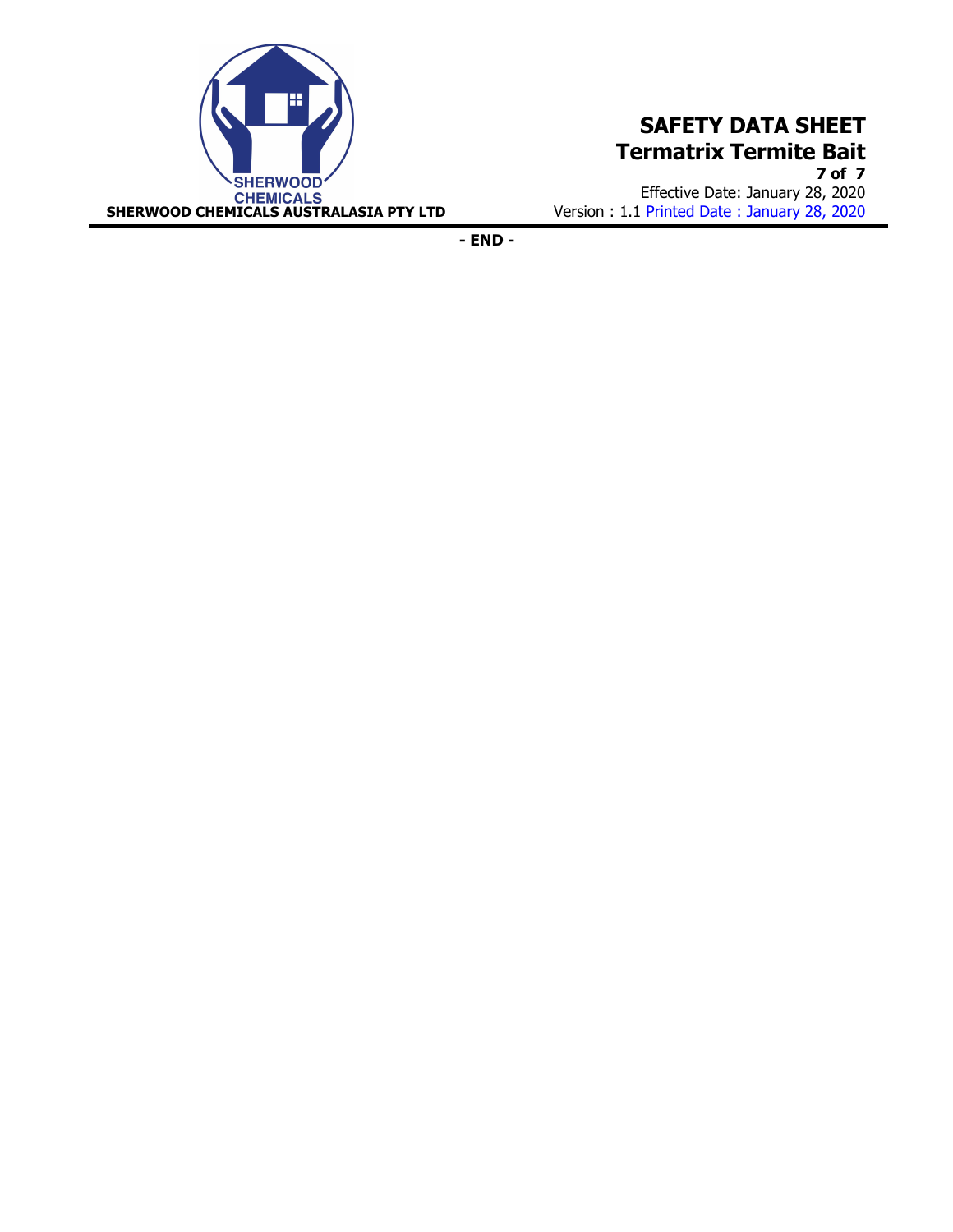**- END -**